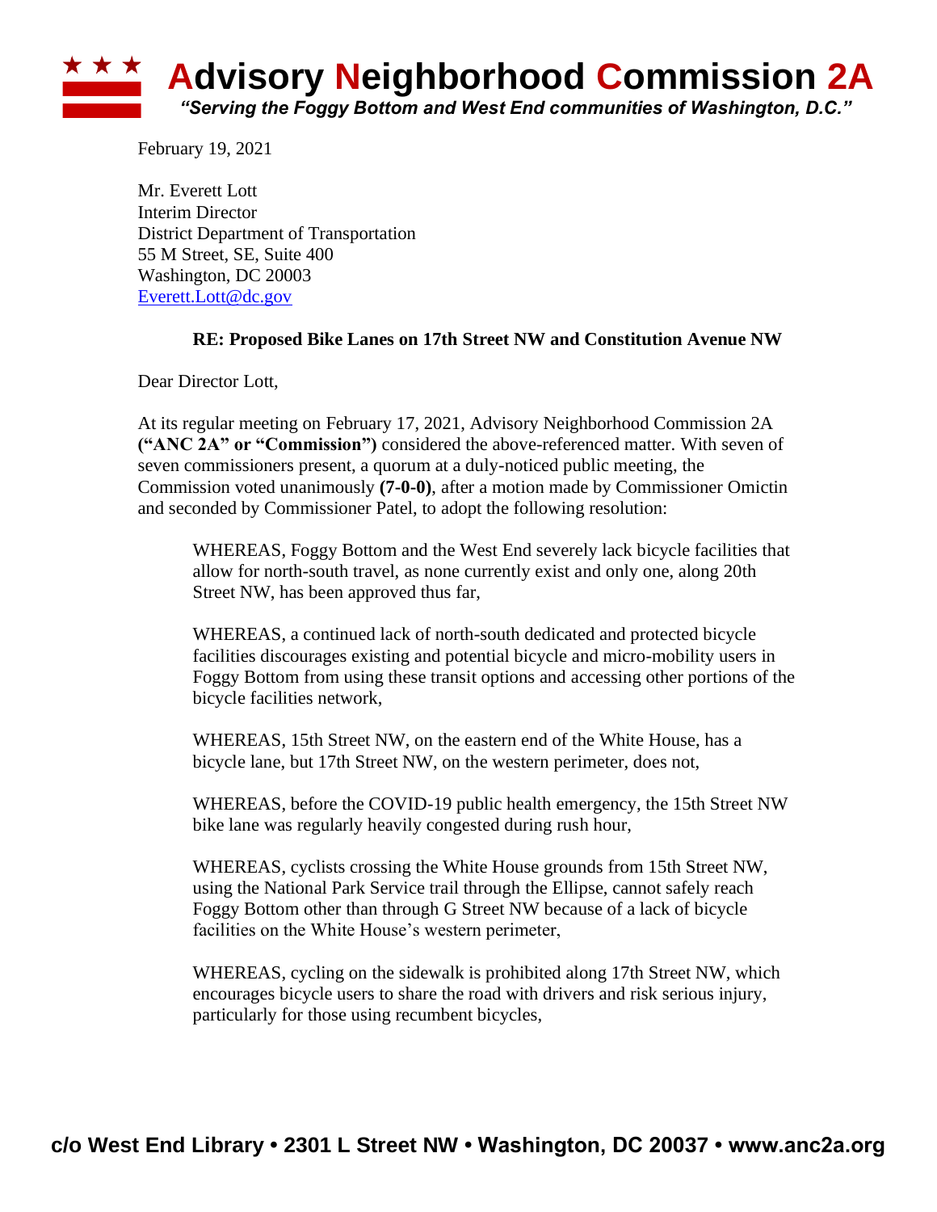# Advisory Neighborhood Commission 2A

*"Serving the Foggy Bottom and West End communities of Washington, D.C."*

February 19, 2021

Mr. Everett Lott
Interim Director
District Department of Transportation
55 M Street, SE, Suite 400
Washington, DC 20003
Everett.Lott@dc.gov

**RE: Proposed Bike Lanes on 17th Street NW and Constitution Avenue NW**

Dear Director Lott,

At its regular meeting on February 17, 2021, Advisory Neighborhood Commission 2A **("ANC 2A" or "Commission")** considered the above-referenced matter. With seven of seven commissioners present, a quorum at a duly-noticed public meeting, the Commission voted unanimously **(7-0-0)**, after a motion made by Commissioner Omictin and seconded by Commissioner Patel, to adopt the following resolution:

> WHEREAS, Foggy Bottom and the West End severely lack bicycle facilities that allow for north-south travel, as none currently exist and only one, along 20th Street NW, has been approved thus far,
>
> WHEREAS, a continued lack of north-south dedicated and protected bicycle facilities discourages existing and potential bicycle and micro-mobility users in Foggy Bottom from using these transit options and accessing other portions of the bicycle facilities network,
>
> WHEREAS, 15th Street NW, on the eastern end of the White House, has a bicycle lane, but 17th Street NW, on the western perimeter, does not,
>
> WHEREAS, before the COVID-19 public health emergency, the 15th Street NW bike lane was regularly heavily congested during rush hour,
>
> WHEREAS, cyclists crossing the White House grounds from 15th Street NW, using the National Park Service trail through the Ellipse, cannot safely reach Foggy Bottom other than through G Street NW because of a lack of bicycle facilities on the White House's western perimeter,
>
> WHEREAS, cycling on the sidewalk is prohibited along 17th Street NW, which encourages bicycle users to share the road with drivers and risk serious injury, particularly for those using recumbent bicycles,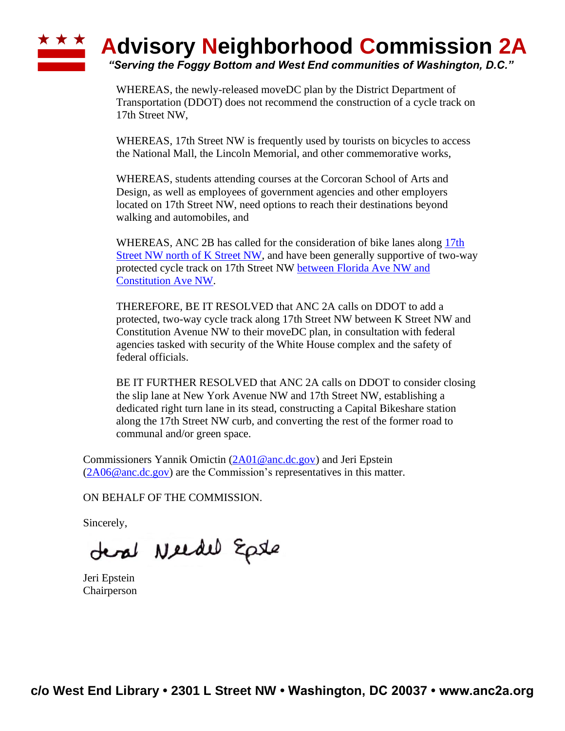WHEREAS, the newly-released moveDC plan by the District Department of Transportation (DDOT) does not recommend the construction of a cycle track on 17th Street NW,

WHEREAS, 17th Street NW is frequently used by tourists on bicycles to access the National Mall, the Lincoln Memorial, and other commemorative works,

WHEREAS, students attending courses at the Corcoran School of Arts and Design, as well as employees of government agencies and other employers located on 17th Street NW, need options to reach their destinations beyond walking and automobiles, and

WHEREAS, ANC 2B has called for the consideration of bike lanes along 17th Street NW north of K Street NW, and have been generally supportive of two-way protected cycle track on 17th Street NW between Florida Ave NW and Constitution Ave NW.

THEREFORE, BE IT RESOLVED that ANC 2A calls on DDOT to add a protected, two-way cycle track along 17th Street NW between K Street NW and Constitution Avenue NW to their moveDC plan, in consultation with federal agencies tasked with security of the White House complex and the safety of federal officials.

BE IT FURTHER RESOLVED that ANC 2A calls on DDOT to consider closing the slip lane at New York Avenue NW and 17th Street NW, establishing a dedicated right turn lane in its stead, constructing a Capital Bikeshare station along the 17th Street NW curb, and converting the rest of the former road to communal and/or green space.

Commissioners Yannik Omictin (2A01@anc.dc.gov) and Jeri Epstein (2A06@anc.dc.gov) are the Commission's representatives in this matter.

ON BEHALF OF THE COMMISSION.

Sincerely,

Jeri Epstein
Chairperson